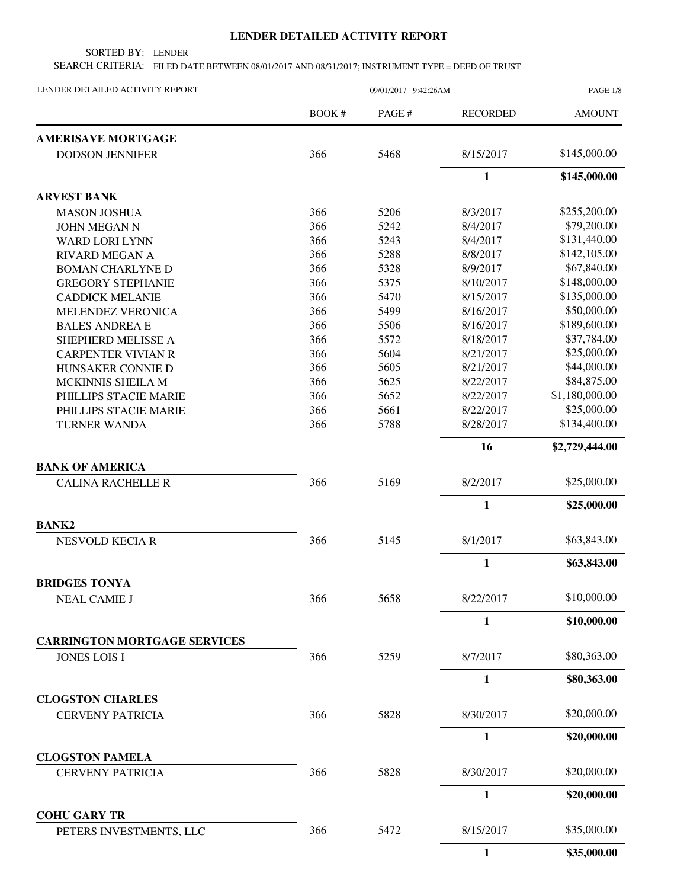# LENDER DETAILED ACTIVITY REPORT

SORTED BY: LENDER

SEARCH CRITERIA: FILED DATE BETWEEN 08/01/2017 AND 08/31/2017; INSTRUMENT TYPE = DEED OF TRUST

LENDER DETAILED ACTIVITY REPORT 09/01/2017 9:42:26AM

| | BOOK # | PAGE # | RECORDED | AMOUNT |
|---|---|---|---|---|
| **AMERISAVE MORTGAGE** | | | | |
| DODSON JENNIFER | 366 | 5468 | 8/15/2017 | $145,000.00 |
| | | | **1** | **$145,000.00** |
| **ARVEST BANK** | | | | |
| MASON JOSHUA | 366 | 5206 | 8/3/2017 | $255,200.00 |
| JOHN MEGAN N | 366 | 5242 | 8/4/2017 | $79,200.00 |
| WARD LORI LYNN | 366 | 5243 | 8/4/2017 | $131,440.00 |
| RIVARD MEGAN A | 366 | 5288 | 8/8/2017 | $142,105.00 |
| BOMAN CHARLYNE D | 366 | 5328 | 8/9/2017 | $67,840.00 |
| GREGORY STEPHANIE | 366 | 5375 | 8/10/2017 | $148,000.00 |
| CADDICK MELANIE | 366 | 5470 | 8/15/2017 | $135,000.00 |
| MELENDEZ VERONICA | 366 | 5499 | 8/16/2017 | $50,000.00 |
| BALES ANDREA E | 366 | 5506 | 8/16/2017 | $189,600.00 |
| SHEPHERD MELISSE A | 366 | 5572 | 8/18/2017 | $37,784.00 |
| CARPENTER VIVIAN R | 366 | 5604 | 8/21/2017 | $25,000.00 |
| HUNSAKER CONNIE D | 366 | 5605 | 8/21/2017 | $44,000.00 |
| MCKINNIS SHEILA M | 366 | 5625 | 8/22/2017 | $84,875.00 |
| PHILLIPS STACIE MARIE | 366 | 5652 | 8/22/2017 | $1,180,000.00 |
| PHILLIPS STACIE MARIE | 366 | 5661 | 8/22/2017 | $25,000.00 |
| TURNER WANDA | 366 | 5788 | 8/28/2017 | $134,400.00 |
| | | | **16** | **$2,729,444.00** |
| **BANK OF AMERICA** | | | | |
| CALINA RACHELLE R | 366 | 5169 | 8/2/2017 | $25,000.00 |
| | | | **1** | **$25,000.00** |
| **BANK2** | | | | |
| NESVOLD KECIA R | 366 | 5145 | 8/1/2017 | $63,843.00 |
| | | | **1** | **$63,843.00** |
| **BRIDGES TONYA** | | | | |
| NEAL CAMIE J | 366 | 5658 | 8/22/2017 | $10,000.00 |
| | | | **1** | **$10,000.00** |
| **CARRINGTON MORTGAGE SERVICES** | | | | |
| JONES LOIS I | 366 | 5259 | 8/7/2017 | $80,363.00 |
| | | | **1** | **$80,363.00** |
| **CLOGSTON CHARLES** | | | | |
| CERVENY PATRICIA | 366 | 5828 | 8/30/2017 | $20,000.00 |
| | | | **1** | **$20,000.00** |
| **CLOGSTON PAMELA** | | | | |
| CERVENY PATRICIA | 366 | 5828 | 8/30/2017 | $20,000.00 |
| | | | **1** | **$20,000.00** |
| **COHU GARY TR** | | | | |
| PETERS INVESTMENTS, LLC | 366 | 5472 | 8/15/2017 | $35,000.00 |
| | | | **1** | **$35,000.00** |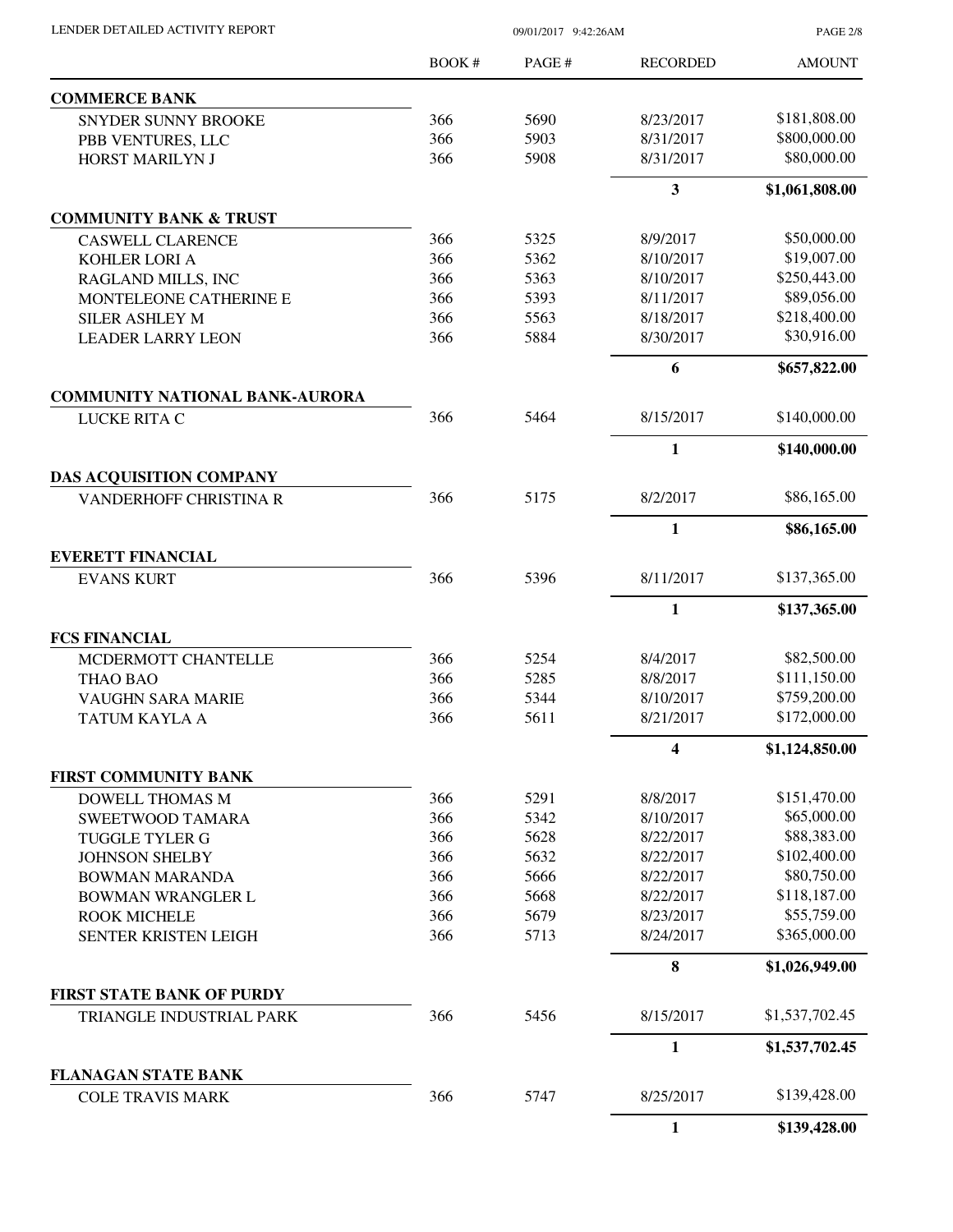| | BOOK # | PAGE # | RECORDED | AMOUNT |
|---|---|---|---|---|
| **COMMERCE BANK** | | | | |
| SNYDER SUNNY BROOKE | 366 | 5690 | 8/23/2017 | $181,808.00 |
| PBB VENTURES, LLC | 366 | 5903 | 8/31/2017 | $800,000.00 |
| HORST MARILYN J | 366 | 5908 | 8/31/2017 | $80,000.00 |
| | | | **3** | **$1,061,808.00** |
| **COMMUNITY BANK & TRUST** | | | | |
| CASWELL CLARENCE | 366 | 5325 | 8/9/2017 | $50,000.00 |
| KOHLER LORI A | 366 | 5362 | 8/10/2017 | $19,007.00 |
| RAGLAND MILLS, INC | 366 | 5363 | 8/10/2017 | $250,443.00 |
| MONTELEONE CATHERINE E | 366 | 5393 | 8/11/2017 | $89,056.00 |
| SILER ASHLEY M | 366 | 5563 | 8/18/2017 | $218,400.00 |
| LEADER LARRY LEON | 366 | 5884 | 8/30/2017 | $30,916.00 |
| | | | **6** | **$657,822.00** |
| **COMMUNITY NATIONAL BANK-AURORA** | | | | |
| LUCKE RITA C | 366 | 5464 | 8/15/2017 | $140,000.00 |
| | | | **1** | **$140,000.00** |
| **DAS ACQUISITION COMPANY** | | | | |
| VANDERHOFF CHRISTINA R | 366 | 5175 | 8/2/2017 | $86,165.00 |
| | | | **1** | **$86,165.00** |
| **EVERETT FINANCIAL** | | | | |
| EVANS KURT | 366 | 5396 | 8/11/2017 | $137,365.00 |
| | | | **1** | **$137,365.00** |
| **FCS FINANCIAL** | | | | |
| MCDERMOTT CHANTELLE | 366 | 5254 | 8/4/2017 | $82,500.00 |
| THAO BAO | 366 | 5285 | 8/8/2017 | $111,150.00 |
| VAUGHN SARA MARIE | 366 | 5344 | 8/10/2017 | $759,200.00 |
| TATUM KAYLA A | 366 | 5611 | 8/21/2017 | $172,000.00 |
| | | | **4** | **$1,124,850.00** |
| **FIRST COMMUNITY BANK** | | | | |
| DOWELL THOMAS M | 366 | 5291 | 8/8/2017 | $151,470.00 |
| SWEETWOOD TAMARA | 366 | 5342 | 8/10/2017 | $65,000.00 |
| TUGGLE TYLER G | 366 | 5628 | 8/22/2017 | $88,383.00 |
| JOHNSON SHELBY | 366 | 5632 | 8/22/2017 | $102,400.00 |
| BOWMAN MARANDA | 366 | 5666 | 8/22/2017 | $80,750.00 |
| BOWMAN WRANGLER L | 366 | 5668 | 8/22/2017 | $118,187.00 |
| ROOK MICHELE | 366 | 5679 | 8/23/2017 | $55,759.00 |
| SENTER KRISTEN LEIGH | 366 | 5713 | 8/24/2017 | $365,000.00 |
| | | | **8** | **$1,026,949.00** |
| **FIRST STATE BANK OF PURDY** | | | | |
| TRIANGLE INDUSTRIAL PARK | 366 | 5456 | 8/15/2017 | $1,537,702.45 |
| | | | **1** | **$1,537,702.45** |
| **FLANAGAN STATE BANK** | | | | |
| COLE TRAVIS MARK | 366 | 5747 | 8/25/2017 | $139,428.00 |
| | | | **1** | **$139,428.00** |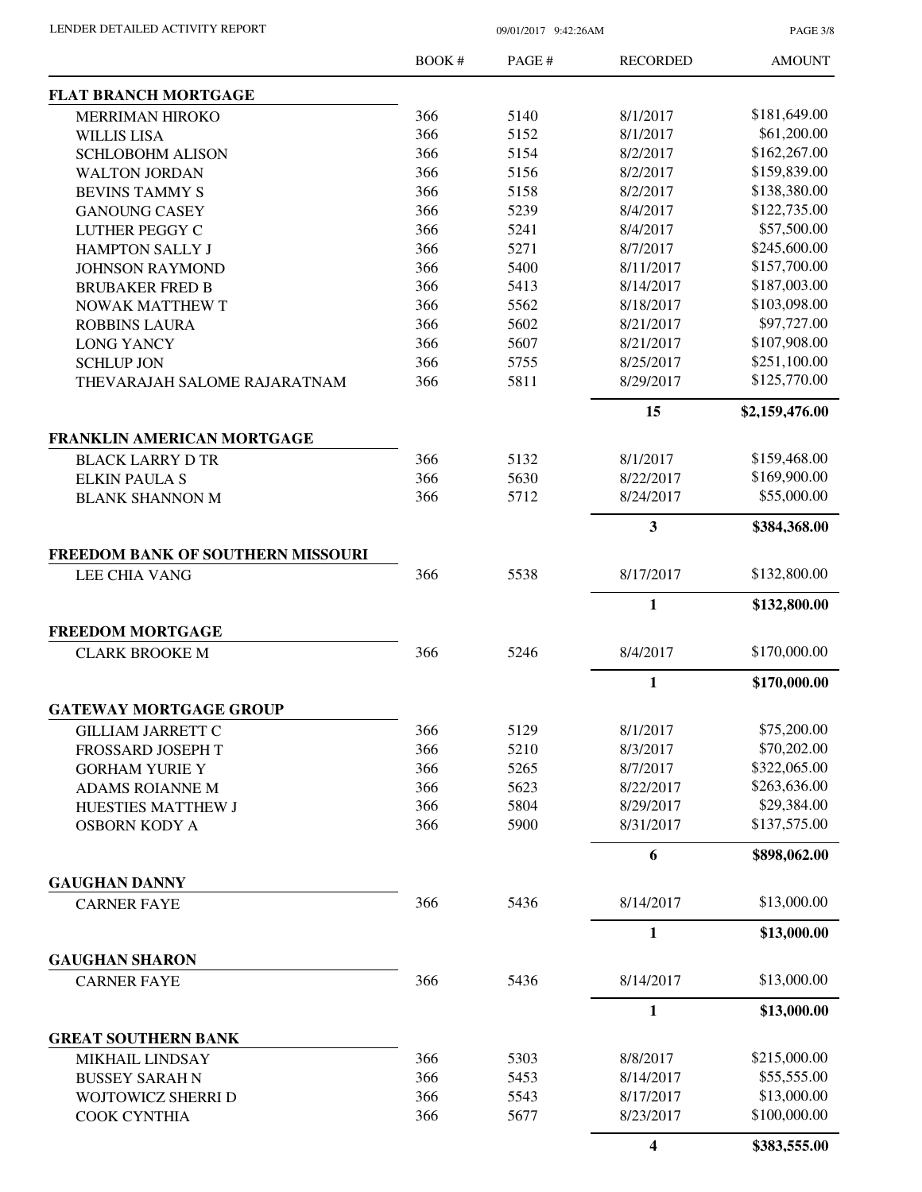| | BOOK # | PAGE # | RECORDED | AMOUNT |
|---|---|---|---|---|
| **FLAT BRANCH MORTGAGE** | | | | |
| MERRIMAN HIROKO | 366 | 5140 | 8/1/2017 | $181,649.00 |
| WILLIS LISA | 366 | 5152 | 8/1/2017 | $61,200.00 |
| SCHLOBOHM ALISON | 366 | 5154 | 8/2/2017 | $162,267.00 |
| WALTON JORDAN | 366 | 5156 | 8/2/2017 | $159,839.00 |
| BEVINS TAMMY S | 366 | 5158 | 8/2/2017 | $138,380.00 |
| GANOUNG CASEY | 366 | 5239 | 8/4/2017 | $122,735.00 |
| LUTHER PEGGY C | 366 | 5241 | 8/4/2017 | $57,500.00 |
| HAMPTON SALLY J | 366 | 5271 | 8/7/2017 | $245,600.00 |
| JOHNSON RAYMOND | 366 | 5400 | 8/11/2017 | $157,700.00 |
| BRUBAKER FRED B | 366 | 5413 | 8/14/2017 | $187,003.00 |
| NOWAK MATTHEW T | 366 | 5562 | 8/18/2017 | $103,098.00 |
| ROBBINS LAURA | 366 | 5602 | 8/21/2017 | $97,727.00 |
| LONG YANCY | 366 | 5607 | 8/21/2017 | $107,908.00 |
| SCHLUP JON | 366 | 5755 | 8/25/2017 | $251,100.00 |
| THEVARAJAH SALOME RAJARATNAM | 366 | 5811 | 8/29/2017 | $125,770.00 |
| | | | **15** | **$2,159,476.00** |
| **FRANKLIN AMERICAN MORTGAGE** | | | | |
| BLACK LARRY D TR | 366 | 5132 | 8/1/2017 | $159,468.00 |
| ELKIN PAULA S | 366 | 5630 | 8/22/2017 | $169,900.00 |
| BLANK SHANNON M | 366 | 5712 | 8/24/2017 | $55,000.00 |
| | | | **3** | **$384,368.00** |
| **FREEDOM BANK OF SOUTHERN MISSOURI** | | | | |
| LEE CHIA VANG | 366 | 5538 | 8/17/2017 | $132,800.00 |
| | | | **1** | **$132,800.00** |
| **FREEDOM MORTGAGE** | | | | |
| CLARK BROOKE M | 366 | 5246 | 8/4/2017 | $170,000.00 |
| | | | **1** | **$170,000.00** |
| **GATEWAY MORTGAGE GROUP** | | | | |
| GILLIAM JARRETT C | 366 | 5129 | 8/1/2017 | $75,200.00 |
| FROSSARD JOSEPH T | 366 | 5210 | 8/3/2017 | $70,202.00 |
| GORHAM YURIE Y | 366 | 5265 | 8/7/2017 | $322,065.00 |
| ADAMS ROIANNE M | 366 | 5623 | 8/22/2017 | $263,636.00 |
| HUESTIES MATTHEW J | 366 | 5804 | 8/29/2017 | $29,384.00 |
| OSBORN KODY A | 366 | 5900 | 8/31/2017 | $137,575.00 |
| | | | **6** | **$898,062.00** |
| **GAUGHAN DANNY** | | | | |
| CARNER FAYE | 366 | 5436 | 8/14/2017 | $13,000.00 |
| | | | **1** | **$13,000.00** |
| **GAUGHAN SHARON** | | | | |
| CARNER FAYE | 366 | 5436 | 8/14/2017 | $13,000.00 |
| | | | **1** | **$13,000.00** |
| **GREAT SOUTHERN BANK** | | | | |
| MIKHAIL LINDSAY | 366 | 5303 | 8/8/2017 | $215,000.00 |
| BUSSEY SARAH N | 366 | 5453 | 8/14/2017 | $55,555.00 |
| WOJTOWICZ SHERRI D | 366 | 5543 | 8/17/2017 | $13,000.00 |
| COOK CYNTHIA | 366 | 5677 | 8/23/2017 | $100,000.00 |
| | | | **4** | **$383,555.00** |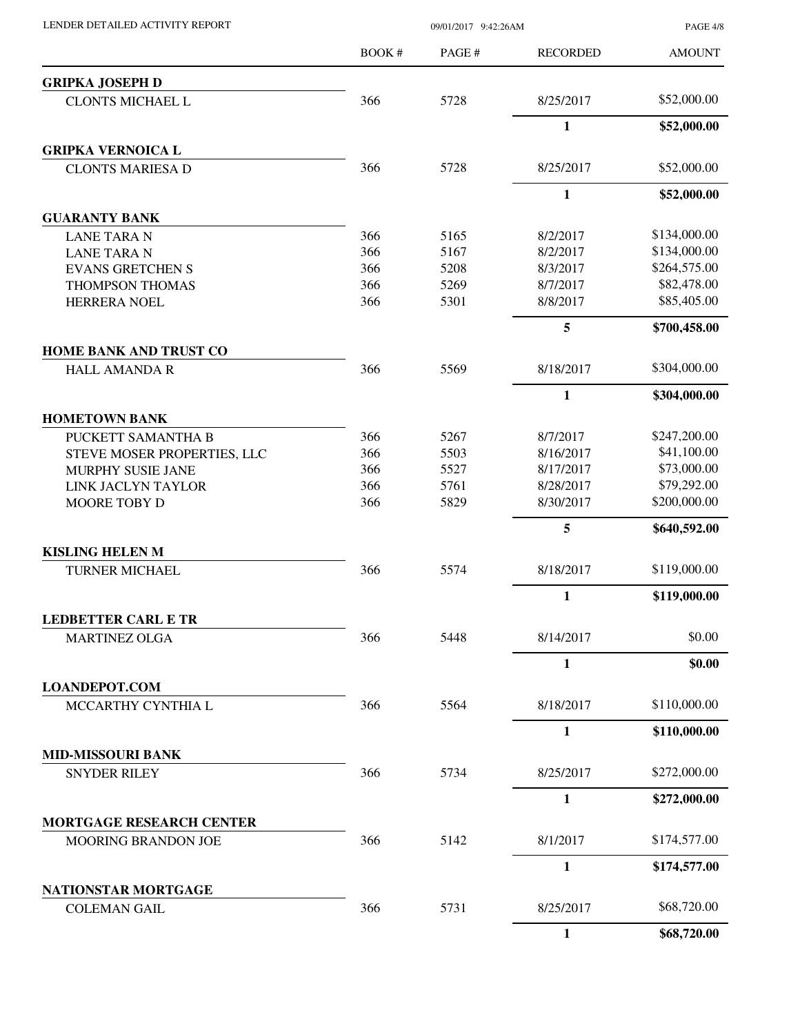# LENDER DETAILED ACTIVITY REPORT

09/01/2017 9:42:26AM

| | BOOK # | PAGE # | RECORDED | AMOUNT |
|---|---|---|---|---|
| **GRIPKA JOSEPH D** | | | | |
| CLONTS MICHAEL L | 366 | 5728 | 8/25/2017 | $52,000.00 |
| | | | **1** | **$52,000.00** |
| **GRIPKA VERNOICA L** | | | | |
| CLONTS MARIESA D | 366 | 5728 | 8/25/2017 | $52,000.00 |
| | | | **1** | **$52,000.00** |
| **GUARANTY BANK** | | | | |
| LANE TARA N | 366 | 5165 | 8/2/2017 | $134,000.00 |
| LANE TARA N | 366 | 5167 | 8/2/2017 | $134,000.00 |
| EVANS GRETCHEN S | 366 | 5208 | 8/3/2017 | $264,575.00 |
| THOMPSON THOMAS | 366 | 5269 | 8/7/2017 | $82,478.00 |
| HERRERA NOEL | 366 | 5301 | 8/8/2017 | $85,405.00 |
| | | | **5** | **$700,458.00** |
| **HOME BANK AND TRUST CO** | | | | |
| HALL AMANDA R | 366 | 5569 | 8/18/2017 | $304,000.00 |
| | | | **1** | **$304,000.00** |
| **HOMETOWN BANK** | | | | |
| PUCKETT SAMANTHA B | 366 | 5267 | 8/7/2017 | $247,200.00 |
| STEVE MOSER PROPERTIES, LLC | 366 | 5503 | 8/16/2017 | $41,100.00 |
| MURPHY SUSIE JANE | 366 | 5527 | 8/17/2017 | $73,000.00 |
| LINK JACLYN TAYLOR | 366 | 5761 | 8/28/2017 | $79,292.00 |
| MOORE TOBY D | 366 | 5829 | 8/30/2017 | $200,000.00 |
| | | | **5** | **$640,592.00** |
| **KISLING HELEN M** | | | | |
| TURNER MICHAEL | 366 | 5574 | 8/18/2017 | $119,000.00 |
| | | | **1** | **$119,000.00** |
| **LEDBETTER CARL E TR** | | | | |
| MARTINEZ OLGA | 366 | 5448 | 8/14/2017 | $0.00 |
| | | | **1** | **$0.00** |
| **LOANDEPOT.COM** | | | | |
| MCCARTHY CYNTHIA L | 366 | 5564 | 8/18/2017 | $110,000.00 |
| | | | **1** | **$110,000.00** |
| **MID-MISSOURI BANK** | | | | |
| SNYDER RILEY | 366 | 5734 | 8/25/2017 | $272,000.00 |
| | | | **1** | **$272,000.00** |
| **MORTGAGE RESEARCH CENTER** | | | | |
| MOORING BRANDON JOE | 366 | 5142 | 8/1/2017 | $174,577.00 |
| | | | **1** | **$174,577.00** |
| **NATIONSTAR MORTGAGE** | | | | |
| COLEMAN GAIL | 366 | 5731 | 8/25/2017 | $68,720.00 |
| | | | **1** | **$68,720.00** |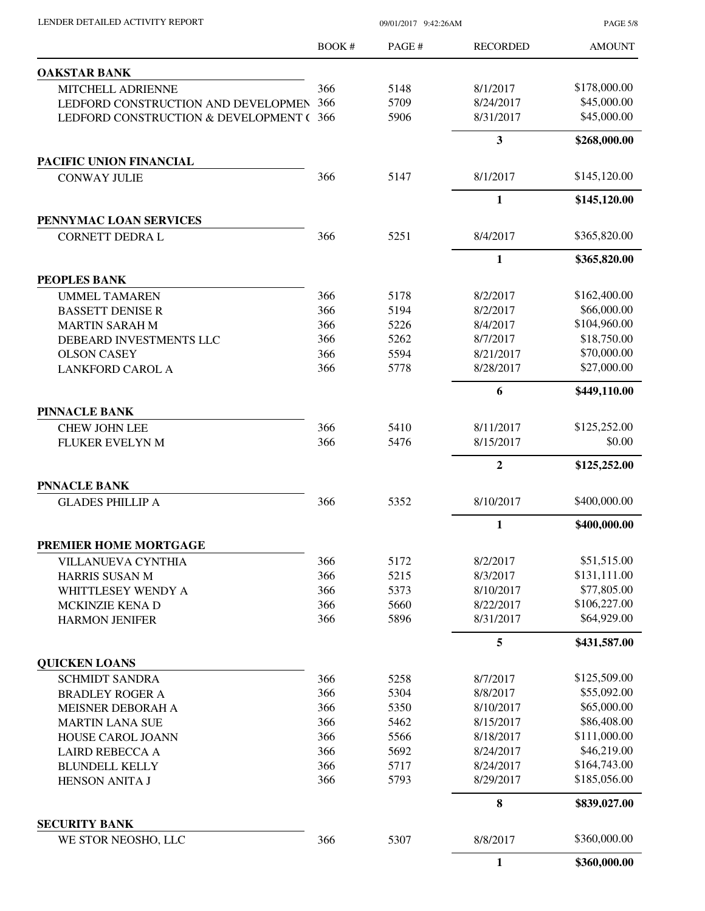| | BOOK # | PAGE # | RECORDED | AMOUNT |
|---|---|---|---|---|
| **OAKSTAR BANK** | | | | |
| MITCHELL ADRIENNE | 366 | 5148 | 8/1/2017 | $178,000.00 |
| LEDFORD CONSTRUCTION AND DEVELOPMEN | 366 | 5709 | 8/24/2017 | $45,000.00 |
| LEDFORD CONSTRUCTION & DEVELOPMENT ( | 366 | 5906 | 8/31/2017 | $45,000.00 |
| | | | **3** | **$268,000.00** |
| **PACIFIC UNION FINANCIAL** | | | | |
| CONWAY JULIE | 366 | 5147 | 8/1/2017 | $145,120.00 |
| | | | **1** | **$145,120.00** |
| **PENNYMAC LOAN SERVICES** | | | | |
| CORNETT DEDRA L | 366 | 5251 | 8/4/2017 | $365,820.00 |
| | | | **1** | **$365,820.00** |
| **PEOPLES BANK** | | | | |
| UMMEL TAMAREN | 366 | 5178 | 8/2/2017 | $162,400.00 |
| BASSETT DENISE R | 366 | 5194 | 8/2/2017 | $66,000.00 |
| MARTIN SARAH M | 366 | 5226 | 8/4/2017 | $104,960.00 |
| DEBEARD INVESTMENTS LLC | 366 | 5262 | 8/7/2017 | $18,750.00 |
| OLSON CASEY | 366 | 5594 | 8/21/2017 | $70,000.00 |
| LANKFORD CAROL A | 366 | 5778 | 8/28/2017 | $27,000.00 |
| | | | **6** | **$449,110.00** |
| **PINNACLE BANK** | | | | |
| CHEW JOHN LEE | 366 | 5410 | 8/11/2017 | $125,252.00 |
| FLUKER EVELYN M | 366 | 5476 | 8/15/2017 | $0.00 |
| | | | **2** | **$125,252.00** |
| **PNNACLE BANK** | | | | |
| GLADES PHILLIP A | 366 | 5352 | 8/10/2017 | $400,000.00 |
| | | | **1** | **$400,000.00** |
| **PREMIER HOME MORTGAGE** | | | | |
| VILLANUEVA CYNTHIA | 366 | 5172 | 8/2/2017 | $51,515.00 |
| HARRIS SUSAN M | 366 | 5215 | 8/3/2017 | $131,111.00 |
| WHITTLESEY WENDY A | 366 | 5373 | 8/10/2017 | $77,805.00 |
| MCKINZIE KENA D | 366 | 5660 | 8/22/2017 | $106,227.00 |
| HARMON JENIFER | 366 | 5896 | 8/31/2017 | $64,929.00 |
| | | | **5** | **$431,587.00** |
| **QUICKEN LOANS** | | | | |
| SCHMIDT SANDRA | 366 | 5258 | 8/7/2017 | $125,509.00 |
| BRADLEY ROGER A | 366 | 5304 | 8/8/2017 | $55,092.00 |
| MEISNER DEBORAH A | 366 | 5350 | 8/10/2017 | $65,000.00 |
| MARTIN LANA SUE | 366 | 5462 | 8/15/2017 | $86,408.00 |
| HOUSE CAROL JOANN | 366 | 5566 | 8/18/2017 | $111,000.00 |
| LAIRD REBECCA A | 366 | 5692 | 8/24/2017 | $46,219.00 |
| BLUNDELL KELLY | 366 | 5717 | 8/24/2017 | $164,743.00 |
| HENSON ANITA J | 366 | 5793 | 8/29/2017 | $185,056.00 |
| | | | **8** | **$839,027.00** |
| **SECURITY BANK** | | | | |
| WE STOR NEOSHO, LLC | 366 | 5307 | 8/8/2017 | $360,000.00 |
| | | | **1** | **$360,000.00** |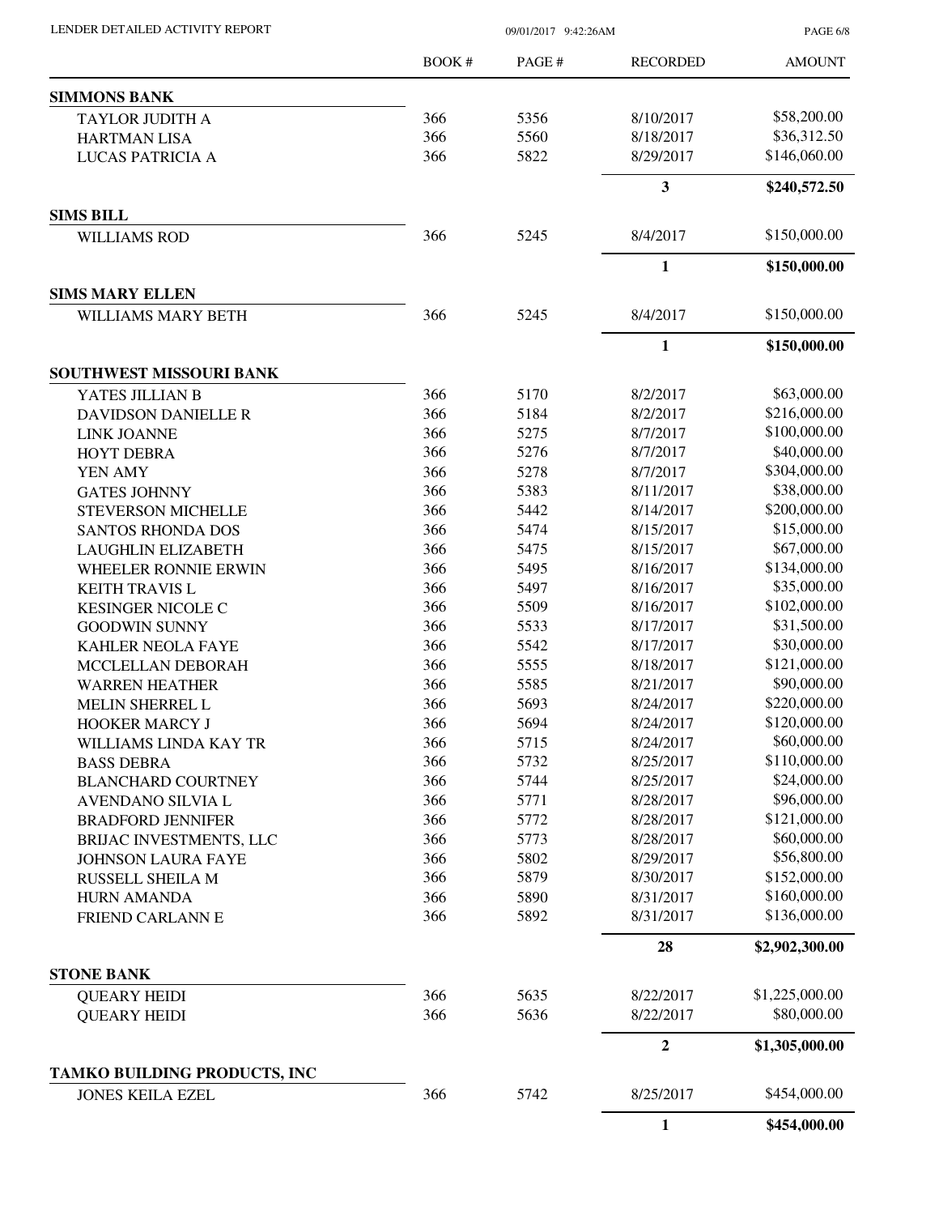| | BOOK # | PAGE # | RECORDED | AMOUNT |
|---|---|---|---|---|
| **SIMMONS BANK** | | | | |
| TAYLOR JUDITH A | 366 | 5356 | 8/10/2017 | $58,200.00 |
| HARTMAN LISA | 366 | 5560 | 8/18/2017 | $36,312.50 |
| LUCAS PATRICIA A | 366 | 5822 | 8/29/2017 | $146,060.00 |
| | | | **3** | **$240,572.50** |
| **SIMS BILL** | | | | |
| WILLIAMS ROD | 366 | 5245 | 8/4/2017 | $150,000.00 |
| | | | **1** | **$150,000.00** |
| **SIMS MARY ELLEN** | | | | |
| WILLIAMS MARY BETH | 366 | 5245 | 8/4/2017 | $150,000.00 |
| | | | **1** | **$150,000.00** |
| **SOUTHWEST MISSOURI BANK** | | | | |
| YATES JILLIAN B | 366 | 5170 | 8/2/2017 | $63,000.00 |
| DAVIDSON DANIELLE R | 366 | 5184 | 8/2/2017 | $216,000.00 |
| LINK JOANNE | 366 | 5275 | 8/7/2017 | $100,000.00 |
| HOYT DEBRA | 366 | 5276 | 8/7/2017 | $40,000.00 |
| YEN AMY | 366 | 5278 | 8/7/2017 | $304,000.00 |
| GATES JOHNNY | 366 | 5383 | 8/11/2017 | $38,000.00 |
| STEVERSON MICHELLE | 366 | 5442 | 8/14/2017 | $200,000.00 |
| SANTOS RHONDA DOS | 366 | 5474 | 8/15/2017 | $15,000.00 |
| LAUGHLIN ELIZABETH | 366 | 5475 | 8/15/2017 | $67,000.00 |
| WHEELER RONNIE ERWIN | 366 | 5495 | 8/16/2017 | $134,000.00 |
| KEITH TRAVIS L | 366 | 5497 | 8/16/2017 | $35,000.00 |
| KESINGER NICOLE C | 366 | 5509 | 8/16/2017 | $102,000.00 |
| GOODWIN SUNNY | 366 | 5533 | 8/17/2017 | $31,500.00 |
| KAHLER NEOLA FAYE | 366 | 5542 | 8/17/2017 | $30,000.00 |
| MCCLELLAN DEBORAH | 366 | 5555 | 8/18/2017 | $121,000.00 |
| WARREN HEATHER | 366 | 5585 | 8/21/2017 | $90,000.00 |
| MELIN SHERREL L | 366 | 5693 | 8/24/2017 | $220,000.00 |
| HOOKER MARCY J | 366 | 5694 | 8/24/2017 | $120,000.00 |
| WILLIAMS LINDA KAY TR | 366 | 5715 | 8/24/2017 | $60,000.00 |
| BASS DEBRA | 366 | 5732 | 8/25/2017 | $110,000.00 |
| BLANCHARD COURTNEY | 366 | 5744 | 8/25/2017 | $24,000.00 |
| AVENDANO SILVIA L | 366 | 5771 | 8/28/2017 | $96,000.00 |
| BRADFORD JENNIFER | 366 | 5772 | 8/28/2017 | $121,000.00 |
| BRIJAC INVESTMENTS, LLC | 366 | 5773 | 8/28/2017 | $60,000.00 |
| JOHNSON LAURA FAYE | 366 | 5802 | 8/29/2017 | $56,800.00 |
| RUSSELL SHEILA M | 366 | 5879 | 8/30/2017 | $152,000.00 |
| HURN AMANDA | 366 | 5890 | 8/31/2017 | $160,000.00 |
| FRIEND CARLANN E | 366 | 5892 | 8/31/2017 | $136,000.00 |
| | | | **28** | **$2,902,300.00** |
| **STONE BANK** | | | | |
| QUEARY HEIDI | 366 | 5635 | 8/22/2017 | $1,225,000.00 |
| QUEARY HEIDI | 366 | 5636 | 8/22/2017 | $80,000.00 |
| | | | **2** | **$1,305,000.00** |
| **TAMKO BUILDING PRODUCTS, INC** | | | | |
| JONES KEILA EZEL | 366 | 5742 | 8/25/2017 | $454,000.00 |
| | | | **1** | **$454,000.00** |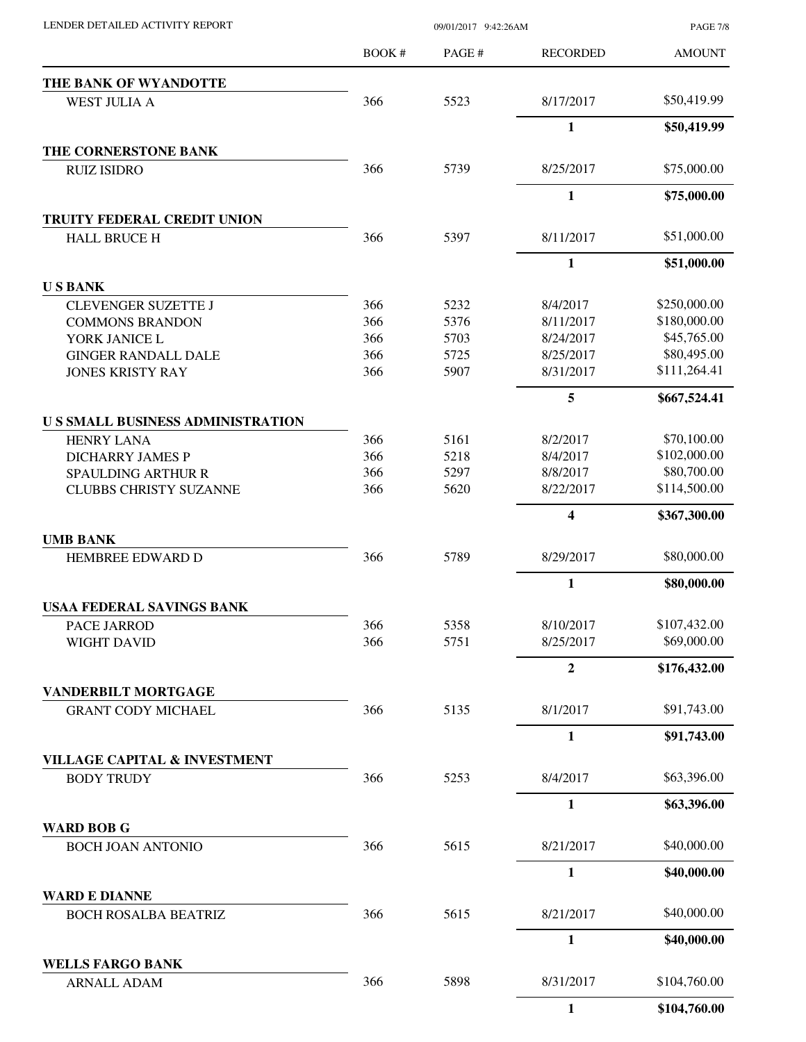LENDER DETAILED ACTIVITY REPORT

09/01/2017 9:42:26AM

| | BOOK # | PAGE # | RECORDED | AMOUNT |
|---|---|---|---|---|
| **THE BANK OF WYANDOTTE** | | | | |
| WEST JULIA A | 366 | 5523 | 8/17/2017 | $50,419.99 |
| | | | **1** | **$50,419.99** |
| **THE CORNERSTONE BANK** | | | | |
| RUIZ ISIDRO | 366 | 5739 | 8/25/2017 | $75,000.00 |
| | | | **1** | **$75,000.00** |
| **TRUITY FEDERAL CREDIT UNION** | | | | |
| HALL BRUCE H | 366 | 5397 | 8/11/2017 | $51,000.00 |
| | | | **1** | **$51,000.00** |
| **U S BANK** | | | | |
| CLEVENGER SUZETTE J | 366 | 5232 | 8/4/2017 | $250,000.00 |
| COMMONS BRANDON | 366 | 5376 | 8/11/2017 | $180,000.00 |
| YORK JANICE L | 366 | 5703 | 8/24/2017 | $45,765.00 |
| GINGER RANDALL DALE | 366 | 5725 | 8/25/2017 | $80,495.00 |
| JONES KRISTY RAY | 366 | 5907 | 8/31/2017 | $111,264.41 |
| | | | **5** | **$667,524.41** |
| **U S SMALL BUSINESS ADMINISTRATION** | | | | |
| HENRY LANA | 366 | 5161 | 8/2/2017 | $70,100.00 |
| DICHARRY JAMES P | 366 | 5218 | 8/4/2017 | $102,000.00 |
| SPAULDING ARTHUR R | 366 | 5297 | 8/8/2017 | $80,700.00 |
| CLUBBS CHRISTY SUZANNE | 366 | 5620 | 8/22/2017 | $114,500.00 |
| | | | **4** | **$367,300.00** |
| **UMB BANK** | | | | |
| HEMBREE EDWARD D | 366 | 5789 | 8/29/2017 | $80,000.00 |
| | | | **1** | **$80,000.00** |
| **USAA FEDERAL SAVINGS BANK** | | | | |
| PACE JARROD | 366 | 5358 | 8/10/2017 | $107,432.00 |
| WIGHT DAVID | 366 | 5751 | 8/25/2017 | $69,000.00 |
| | | | **2** | **$176,432.00** |
| **VANDERBILT MORTGAGE** | | | | |
| GRANT CODY MICHAEL | 366 | 5135 | 8/1/2017 | $91,743.00 |
| | | | **1** | **$91,743.00** |
| **VILLAGE CAPITAL & INVESTMENT** | | | | |
| BODY TRUDY | 366 | 5253 | 8/4/2017 | $63,396.00 |
| | | | **1** | **$63,396.00** |
| **WARD BOB G** | | | | |
| BOCH JOAN ANTONIO | 366 | 5615 | 8/21/2017 | $40,000.00 |
| | | | **1** | **$40,000.00** |
| **WARD E DIANNE** | | | | |
| BOCH ROSALBA BEATRIZ | 366 | 5615 | 8/21/2017 | $40,000.00 |
| | | | **1** | **$40,000.00** |
| **WELLS FARGO BANK** | | | | |
| ARNALL ADAM | 366 | 5898 | 8/31/2017 | $104,760.00 |
| | | | **1** | **$104,760.00** |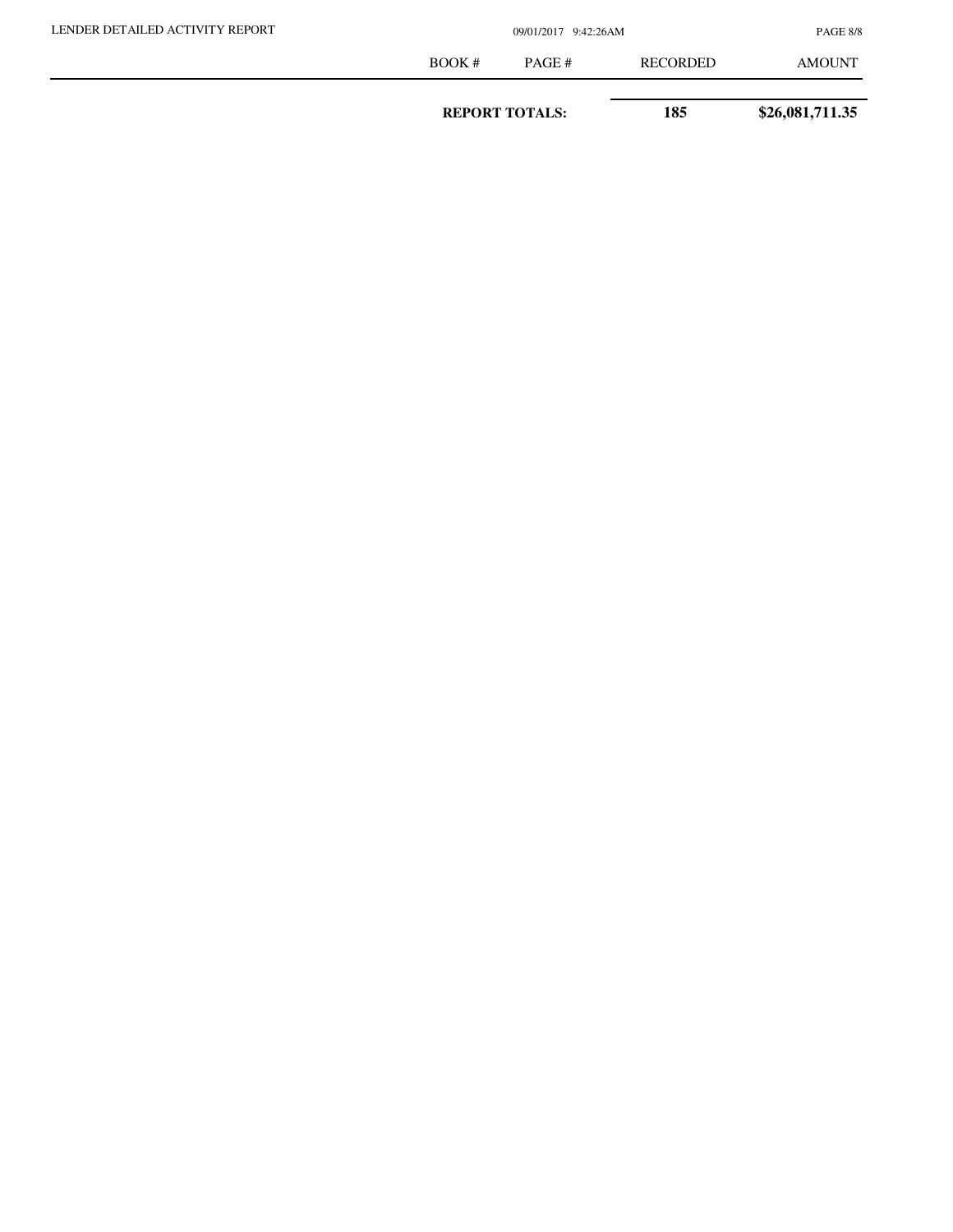| BOOK # | PAGE # | RECORDED | AMOUNT |
|---|---|---|---|
| **REPORT TOTALS:** | | **185** | **$26,081,711.35** |